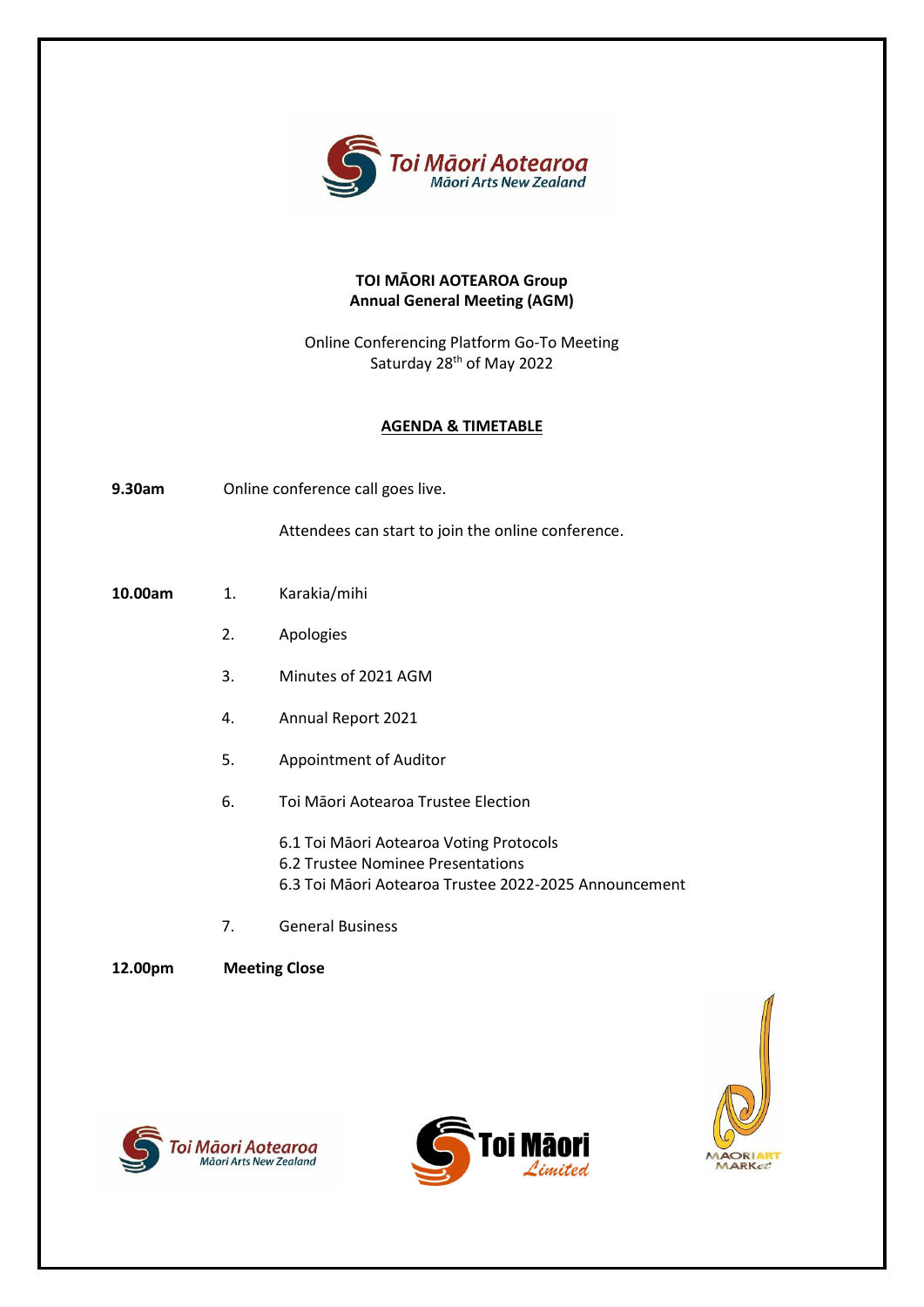**TOI MĀORI AOTEAROA Group**
**Annual General Meeting (AGM)**

Online Conferencing Platform Go-To Meeting
Saturday 28th of May 2022

**AGENDA & TIMETABLE**

**9.30am** Online conference call goes live.

Attendees can start to join the online conference.

**10.00am**

1. Karakia/mihi
2. Apologies
3. Minutes of 2021 AGM
4. Annual Report 2021
5. Appointment of Auditor
6. Toi Māori Aotearoa Trustee Election

   6.1 Toi Māori Aotearoa Voting Protocols
   6.2 Trustee Nominee Presentations
   6.3 Toi Māori Aotearoa Trustee 2022-2025 Announcement

7. General Business

**12.00pm** **Meeting Close**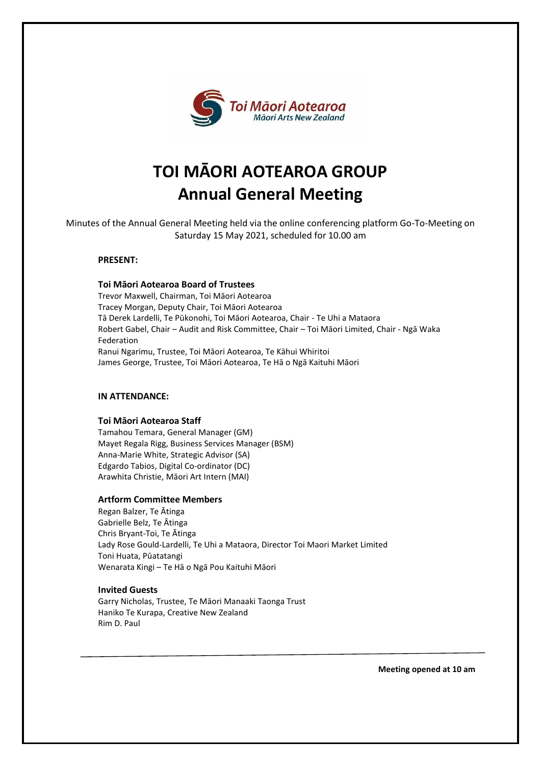# TOI MĀORI AOTEAROA GROUP
# Annual General Meeting

Minutes of the Annual General Meeting held via the online conferencing platform Go-To-Meeting on Saturday 15 May 2021, scheduled for 10.00 am

**PRESENT:**

**Toi Māori Aotearoa Board of Trustees**
Trevor Maxwell, Chairman, Toi Māori Aotearoa
Tracey Morgan, Deputy Chair, Toi Māori Aotearoa
Tā Derek Lardelli, Te Pūkonohi, Toi Māori Aotearoa, Chair - Te Uhi a Mataora
Robert Gabel, Chair – Audit and Risk Committee, Chair – Toi Māori Limited, Chair - Ngā Waka Federation
Ranui Ngarimu, Trustee, Toi Māori Aotearoa, Te Kāhui Whiritoi
James George, Trustee, Toi Māori Aotearoa, Te Hā o Ngā Kaituhi Māori

**IN ATTENDANCE:**

**Toi Māori Aotearoa Staff**
Tamahou Temara, General Manager (GM)
Mayet Regala Rigg, Business Services Manager (BSM)
Anna-Marie White, Strategic Advisor (SA)
Edgardo Tabios, Digital Co-ordinator (DC)
Arawhita Christie, Māori Art Intern (MAI)

**Artform Committee Members**
Regan Balzer, Te Ātinga
Gabrielle Belz, Te Ātinga
Chris Bryant-Toi, Te Ātinga
Lady Rose Gould-Lardelli, Te Uhi a Mataora, Director Toi Maori Market Limited
Toni Huata, Pūatatangi
Wenarata Kingi – Te Hā o Ngā Pou Kaituhi Māori

**Invited Guests**
Garry Nicholas, Trustee, Te Māori Manaaki Taonga Trust
Haniko Te Kurapa, Creative New Zealand
Rim D. Paul

**Meeting opened at 10 am**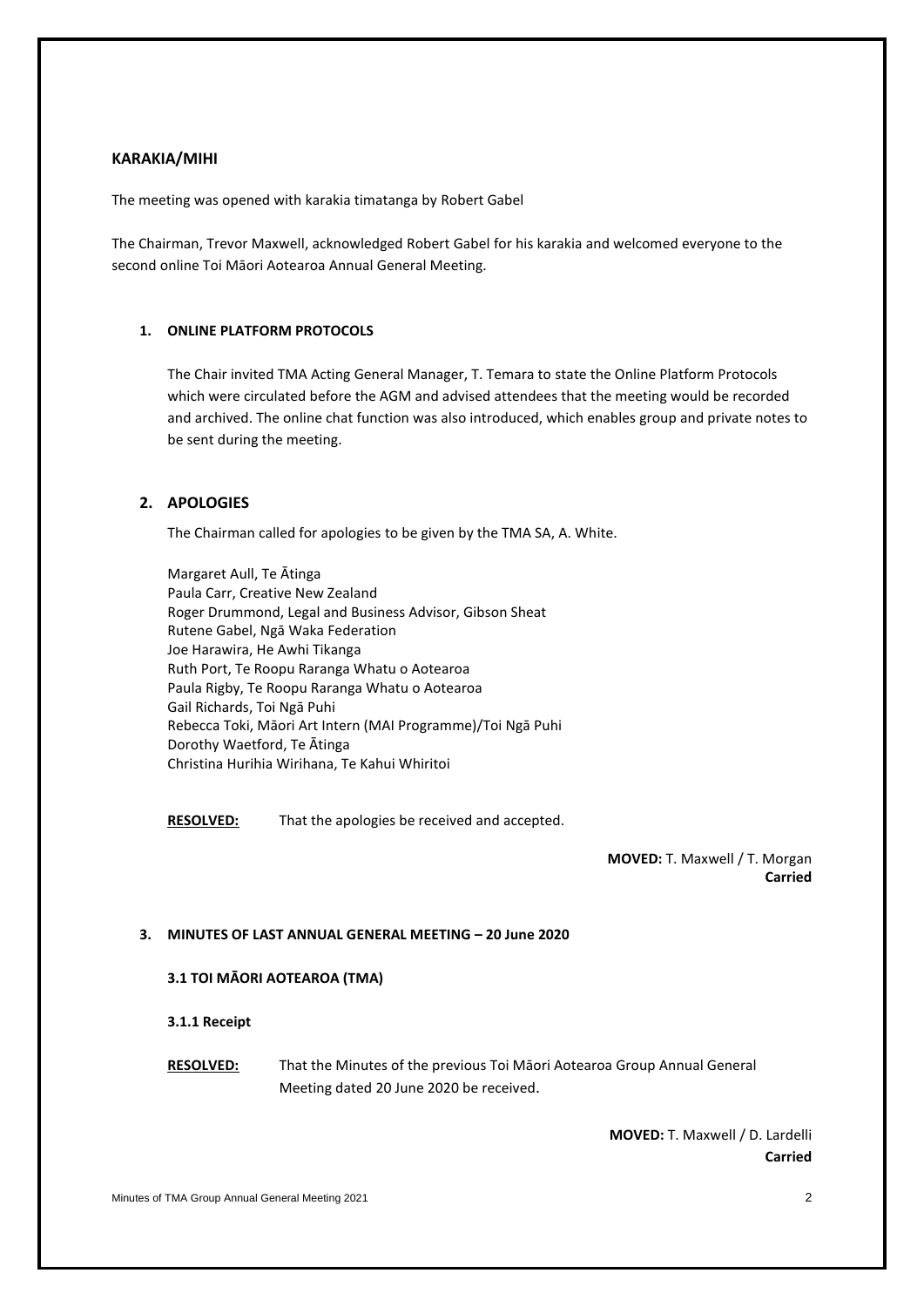## KARAKIA/MIHI

The meeting was opened with karakia timatanga by Robert Gabel

The Chairman, Trevor Maxwell, acknowledged Robert Gabel for his karakia and welcomed everyone to the second online Toi Māori Aotearoa Annual General Meeting.

### 1. ONLINE PLATFORM PROTOCOLS

The Chair invited TMA Acting General Manager, T. Temara to state the Online Platform Protocols which were circulated before the AGM and advised attendees that the meeting would be recorded and archived. The online chat function was also introduced, which enables group and private notes to be sent during the meeting.

## 2. APOLOGIES

The Chairman called for apologies to be given by the TMA SA, A. White.

Margaret Aull, Te Ātinga
Paula Carr, Creative New Zealand
Roger Drummond, Legal and Business Advisor, Gibson Sheat
Rutene Gabel, Ngā Waka Federation
Joe Harawira, He Awhi Tikanga
Ruth Port, Te Roopu Raranga Whatu o Aotearoa
Paula Rigby, Te Roopu Raranga Whatu o Aotearoa
Gail Richards, Toi Ngā Puhi
Rebecca Toki, Māori Art Intern (MAI Programme)/Toi Ngā Puhi
Dorothy Waetford, Te Ātinga
Christina Hurihia Wirihana, Te Kahui Whiritoi

**RESOLVED:** That the apologies be received and accepted.

**MOVED:** T. Maxwell / T. Morgan
**Carried**

### 3. MINUTES OF LAST ANNUAL GENERAL MEETING – 20 June 2020

#### 3.1 TOI MĀORI AOTEAROA (TMA)

**3.1.1 Receipt**

**RESOLVED:** That the Minutes of the previous Toi Māori Aotearoa Group Annual General Meeting dated 20 June 2020 be received.

**MOVED:** T. Maxwell / D. Lardelli
**Carried**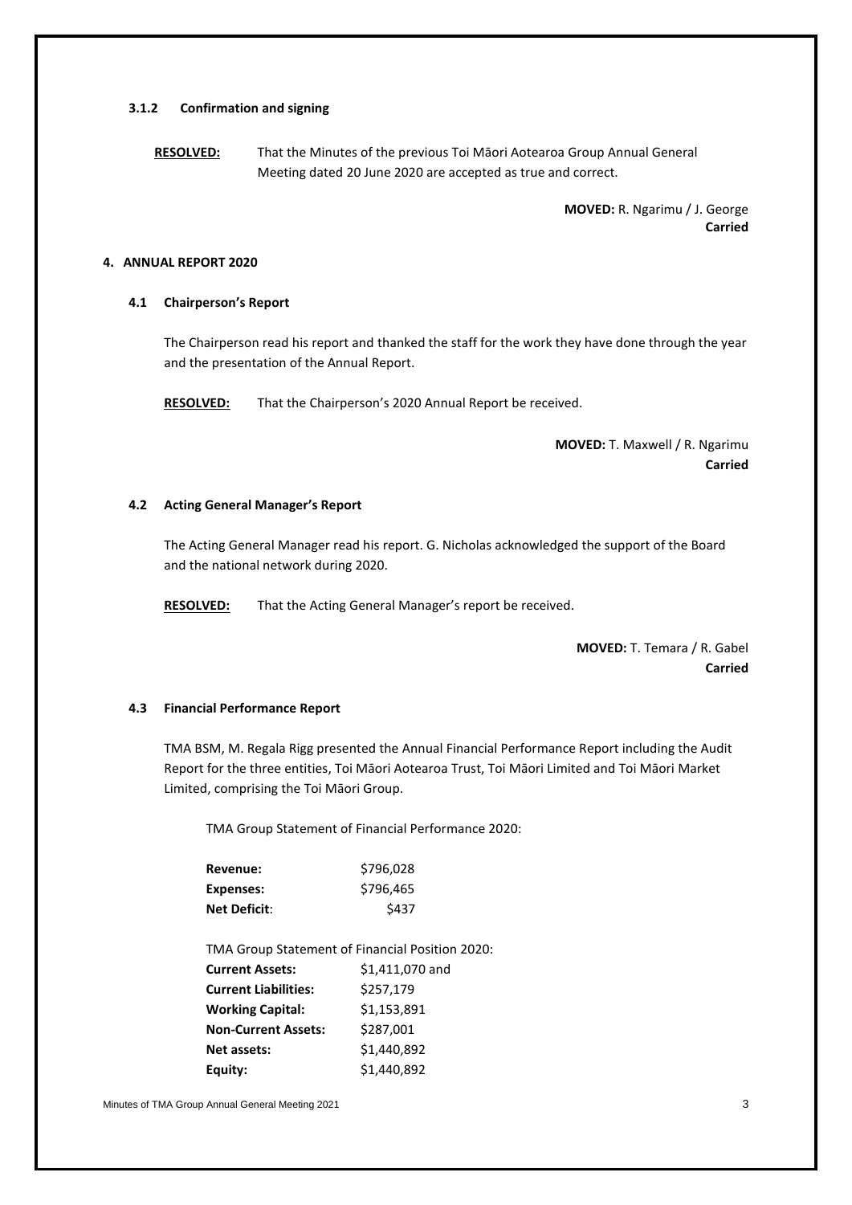### 3.1.2 Confirmation and signing

**RESOLVED:** That the Minutes of the previous Toi Māori Aotearoa Group Annual General Meeting dated 20 June 2020 are accepted as true and correct.

**MOVED:** R. Ngarimu / J. George
**Carried**

## 4. ANNUAL REPORT 2020

### 4.1 Chairperson's Report

The Chairperson read his report and thanked the staff for the work they have done through the year and the presentation of the Annual Report.

**RESOLVED:** That the Chairperson's 2020 Annual Report be received.

**MOVED:** T. Maxwell / R. Ngarimu
**Carried**

### 4.2 Acting General Manager's Report

The Acting General Manager read his report. G. Nicholas acknowledged the support of the Board and the national network during 2020.

**RESOLVED:** That the Acting General Manager's report be received.

**MOVED:** T. Temara / R. Gabel
**Carried**

### 4.3 Financial Performance Report

TMA BSM, M. Regala Rigg presented the Annual Financial Performance Report including the Audit Report for the three entities, Toi Māori Aotearoa Trust, Toi Māori Limited and Toi Māori Market Limited, comprising the Toi Māori Group.

TMA Group Statement of Financial Performance 2020:

| | |
|---|---|
| **Revenue:** | $796,028 |
| **Expenses:** | $796,465 |
| **Net Deficit**: | $437 |

TMA Group Statement of Financial Position 2020:

| | |
|---|---|
| **Current Assets:** | $1,411,070 and |
| **Current Liabilities:** | $257,179 |
| **Working Capital:** | $1,153,891 |
| **Non-Current Assets:** | $287,001 |
| **Net assets:** | $1,440,892 |
| **Equity:** | $1,440,892 |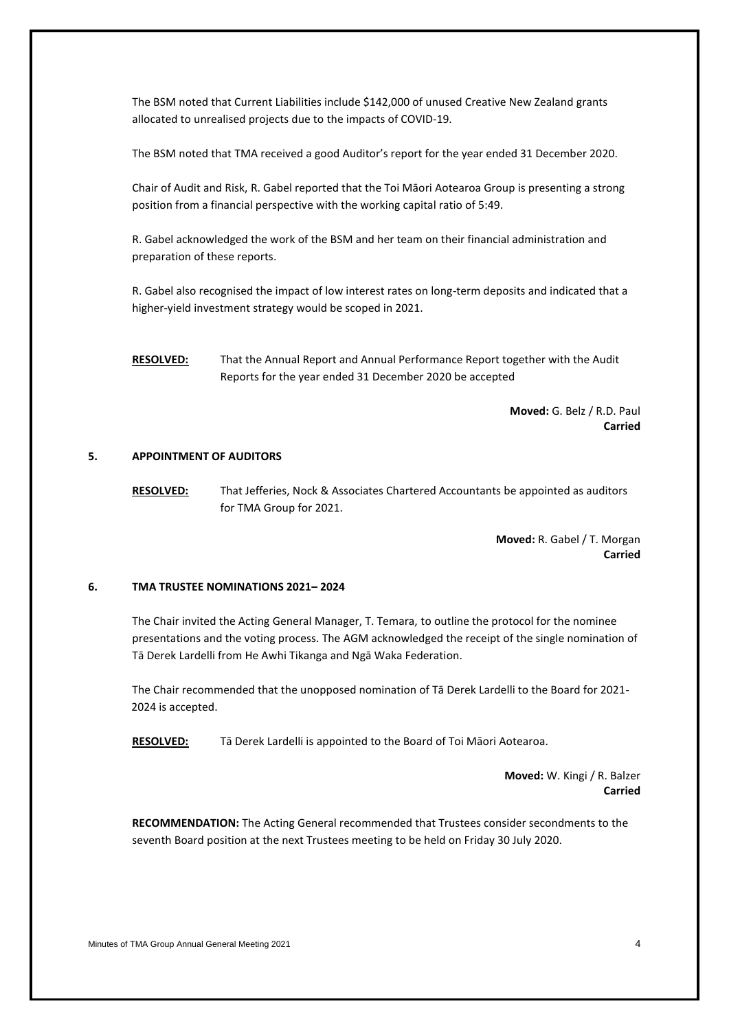The BSM noted that Current Liabilities include $142,000 of unused Creative New Zealand grants allocated to unrealised projects due to the impacts of COVID-19.

The BSM noted that TMA received a good Auditor's report for the year ended 31 December 2020.

Chair of Audit and Risk, R. Gabel reported that the Toi Māori Aotearoa Group is presenting a strong position from a financial perspective with the working capital ratio of 5:49.

R. Gabel acknowledged the work of the BSM and her team on their financial administration and preparation of these reports.

R. Gabel also recognised the impact of low interest rates on long-term deposits and indicated that a higher-yield investment strategy would be scoped in 2021.

**RESOLVED:** That the Annual Report and Annual Performance Report together with the Audit Reports for the year ended 31 December 2020 be accepted

**Moved:** G. Belz / R.D. Paul
**Carried**

## 5. APPOINTMENT OF AUDITORS

**RESOLVED:** That Jefferies, Nock & Associates Chartered Accountants be appointed as auditors for TMA Group for 2021.

**Moved:** R. Gabel / T. Morgan
**Carried**

## 6. TMA TRUSTEE NOMINATIONS 2021– 2024

The Chair invited the Acting General Manager, T. Temara, to outline the protocol for the nominee presentations and the voting process. The AGM acknowledged the receipt of the single nomination of Tā Derek Lardelli from He Awhi Tikanga and Ngā Waka Federation.

The Chair recommended that the unopposed nomination of Tā Derek Lardelli to the Board for 2021-2024 is accepted.

**RESOLVED:** Tā Derek Lardelli is appointed to the Board of Toi Māori Aotearoa.

**Moved:** W. Kingi / R. Balzer
**Carried**

**RECOMMENDATION:** The Acting General recommended that Trustees consider secondments to the seventh Board position at the next Trustees meeting to be held on Friday 30 July 2020.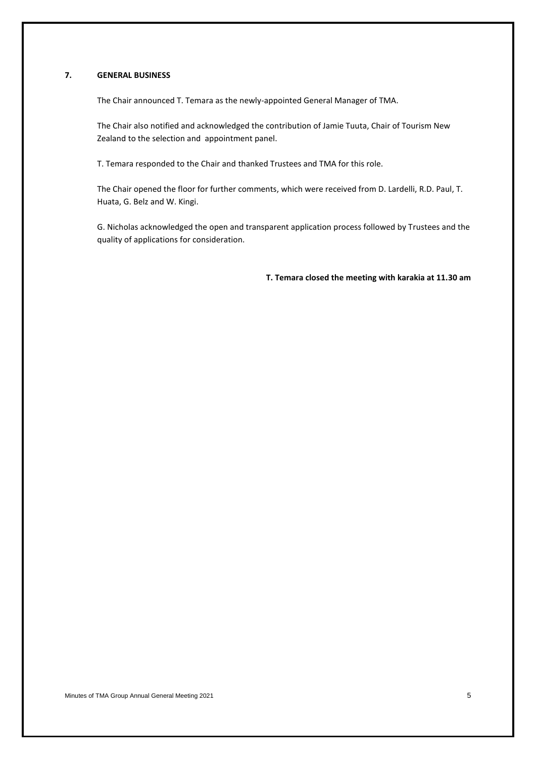## 7. GENERAL BUSINESS

The Chair announced T. Temara as the newly-appointed General Manager of TMA.

The Chair also notified and acknowledged the contribution of Jamie Tuuta, Chair of Tourism New Zealand to the selection and appointment panel.

T. Temara responded to the Chair and thanked Trustees and TMA for this role.

The Chair opened the floor for further comments, which were received from D. Lardelli, R.D. Paul, T. Huata, G. Belz and W. Kingi.

G. Nicholas acknowledged the open and transparent application process followed by Trustees and the quality of applications for consideration.

**T. Temara closed the meeting with karakia at 11.30 am**